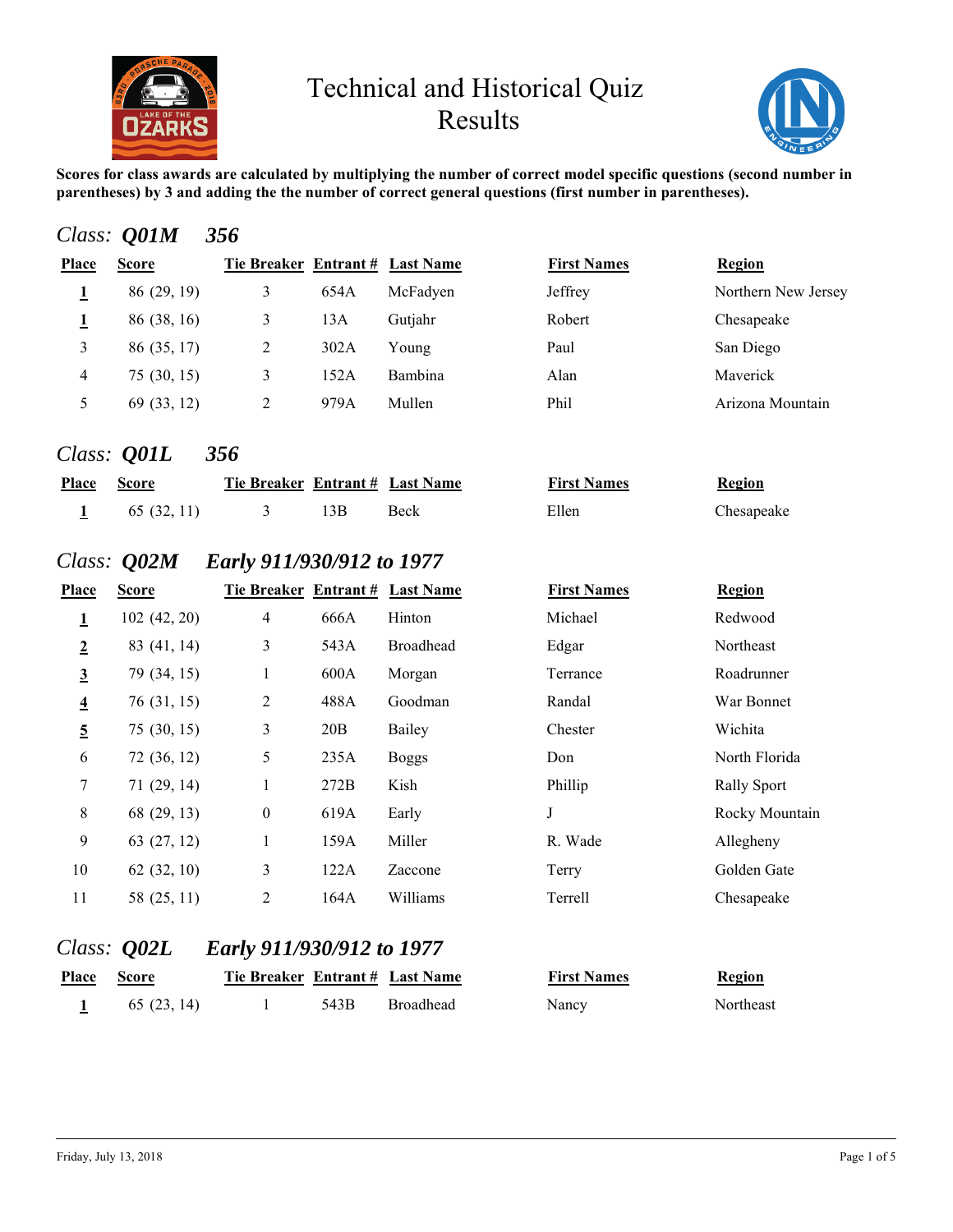# Technical and Historical Quiz Results

**Scores for class awards are calculated by multiplying the number of correct model specific questions (second number in parentheses) by 3 and adding the the number of correct general questions (first number in parentheses).**

## *Class: Q01M* *356*

| Place | Score | Tie Breaker | Entrant # | Last Name | First Names | Region |
|---|---|---|---|---|---|---|
| **1** | 86 (29, 19) | 3 | 654A | McFadyen | Jeffrey | Northern New Jersey |
| **1** | 86 (38, 16) | 3 | 13A | Gutjahr | Robert | Chesapeake |
| 3 | 86 (35, 17) | 2 | 302A | Young | Paul | San Diego |
| 4 | 75 (30, 15) | 3 | 152A | Bambina | Alan | Maverick |
| 5 | 69 (33, 12) | 2 | 979A | Mullen | Phil | Arizona Mountain |

## *Class: Q01L* *356*

| Place | Score | Tie Breaker | Entrant # | Last Name | First Names | Region |
|---|---|---|---|---|---|---|
| **1** | 65 (32, 11) | 3 | 13B | Beck | Ellen | Chesapeake |

## *Class: Q02M* *Early 911/930/912 to 1977*

| Place | Score | Tie Breaker | Entrant # | Last Name | First Names | Region |
|---|---|---|---|---|---|---|
| **1** | 102 (42, 20) | 4 | 666A | Hinton | Michael | Redwood |
| **2** | 83 (41, 14) | 3 | 543A | Broadhead | Edgar | Northeast |
| **3** | 79 (34, 15) | 1 | 600A | Morgan | Terrance | Roadrunner |
| **4** | 76 (31, 15) | 2 | 488A | Goodman | Randal | War Bonnet |
| **5** | 75 (30, 15) | 3 | 20B | Bailey | Chester | Wichita |
| 6 | 72 (36, 12) | 5 | 235A | Boggs | Don | North Florida |
| 7 | 71 (29, 14) | 1 | 272B | Kish | Phillip | Rally Sport |
| 8 | 68 (29, 13) | 0 | 619A | Early | J | Rocky Mountain |
| 9 | 63 (27, 12) | 1 | 159A | Miller | R. Wade | Allegheny |
| 10 | 62 (32, 10) | 3 | 122A | Zaccone | Terry | Golden Gate |
| 11 | 58 (25, 11) | 2 | 164A | Williams | Terrell | Chesapeake |

## *Class: Q02L* *Early 911/930/912 to 1977*

| Place | Score | Tie Breaker | Entrant # | Last Name | First Names | Region |
|---|---|---|---|---|---|---|
| **1** | 65 (23, 14) | 1 | 543B | Broadhead | Nancy | Northeast |

Friday, July 13, 2018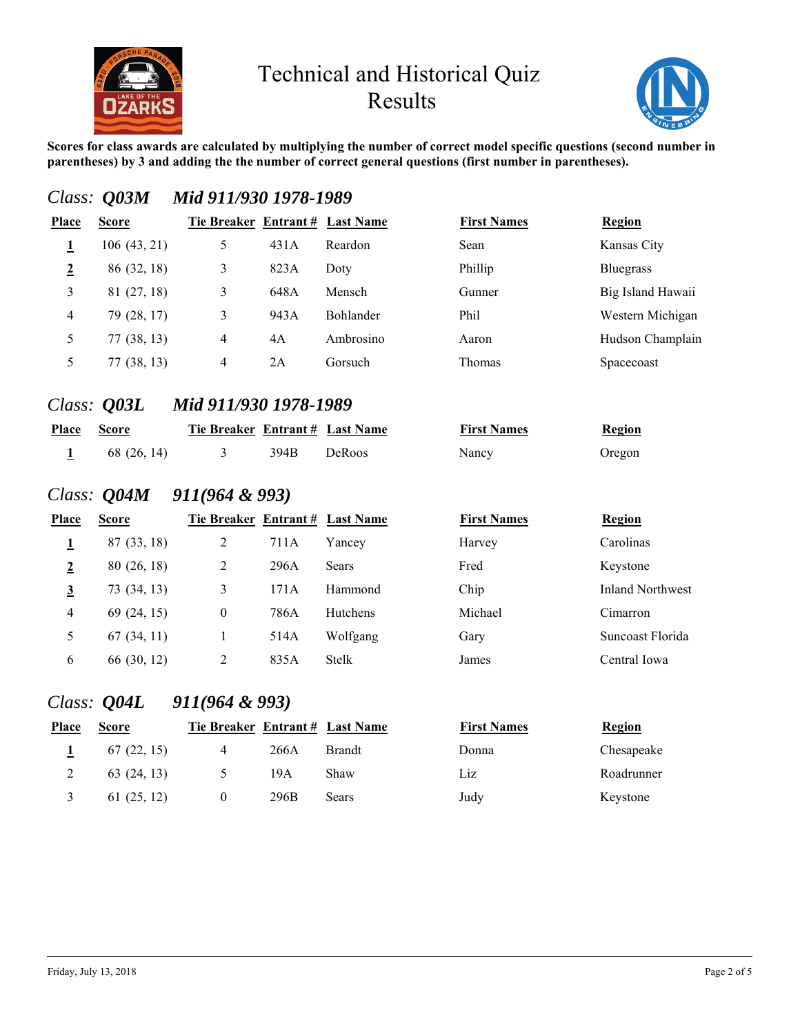# Technical and Historical Quiz Results

**Scores for class awards are calculated by multiplying the number of correct model specific questions (second number in parentheses) by 3 and adding the the number of correct general questions (first number in parentheses).**

## *Class:* ***Q03M*** ***Mid 911/930 1978-1989***

| Place | Score | Tie Breaker | Entrant # | Last Name | First Names | Region |
|---|---|---|---|---|---|---|
| **1** | 106 (43, 21) | 5 | 431A | Reardon | Sean | Kansas City |
| **2** | 86 (32, 18) | 3 | 823A | Doty | Phillip | Bluegrass |
| 3 | 81 (27, 18) | 3 | 648A | Mensch | Gunner | Big Island Hawaii |
| 4 | 79 (28, 17) | 3 | 943A | Bohlander | Phil | Western Michigan |
| 5 | 77 (38, 13) | 4 | 4A | Ambrosino | Aaron | Hudson Champlain |
| 5 | 77 (38, 13) | 4 | 2A | Gorsuch | Thomas | Spacecoast |

## *Class:* ***Q03L*** ***Mid 911/930 1978-1989***

| Place | Score | Tie Breaker | Entrant # | Last Name | First Names | Region |
|---|---|---|---|---|---|---|
| **1** | 68 (26, 14) | 3 | 394B | DeRoos | Nancy | Oregon |

## *Class:* ***Q04M*** ***911(964 & 993)***

| Place | Score | Tie Breaker | Entrant # | Last Name | First Names | Region |
|---|---|---|---|---|---|---|
| **1** | 87 (33, 18) | 2 | 711A | Yancey | Harvey | Carolinas |
| **2** | 80 (26, 18) | 2 | 296A | Sears | Fred | Keystone |
| **3** | 73 (34, 13) | 3 | 171A | Hammond | Chip | Inland Northwest |
| 4 | 69 (24, 15) | 0 | 786A | Hutchens | Michael | Cimarron |
| 5 | 67 (34, 11) | 1 | 514A | Wolfgang | Gary | Suncoast Florida |
| 6 | 66 (30, 12) | 2 | 835A | Stelk | James | Central Iowa |

## *Class:* ***Q04L*** ***911(964 & 993)***

| Place | Score | Tie Breaker | Entrant # | Last Name | First Names | Region |
|---|---|---|---|---|---|---|
| **1** | 67 (22, 15) | 4 | 266A | Brandt | Donna | Chesapeake |
| 2 | 63 (24, 13) | 5 | 19A | Shaw | Liz | Roadrunner |
| 3 | 61 (25, 12) | 0 | 296B | Sears | Judy | Keystone |

Friday, July 13, 2018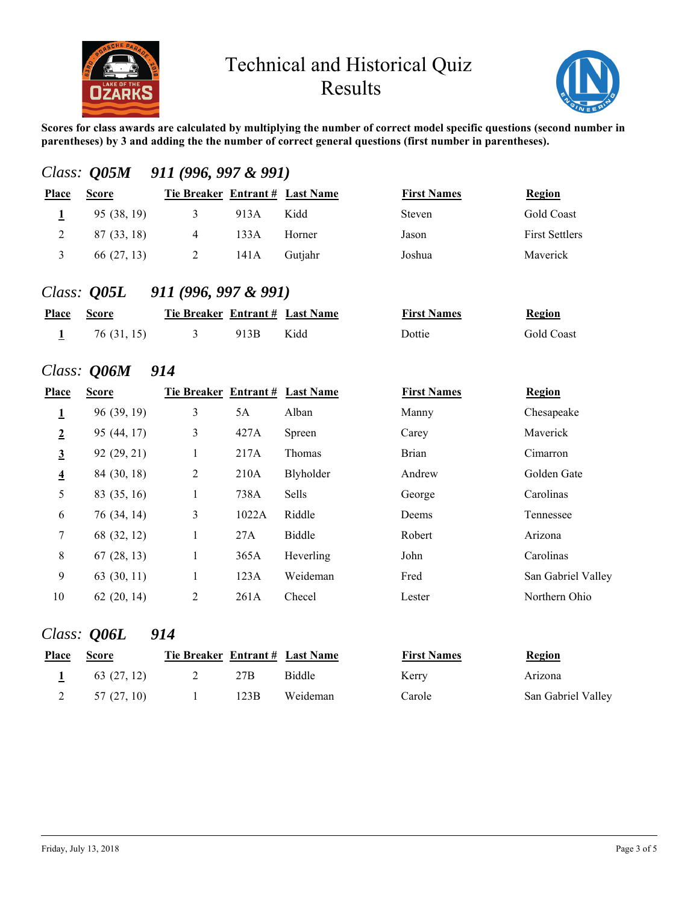# Technical and Historical Quiz Results

**Scores for class awards are calculated by multiplying the number of correct model specific questions (second number in parentheses) by 3 and adding the the number of correct general questions (first number in parentheses).**

## *Class: **Q05M** 911 (996, 997 & 991)*

| Place | Score | Tie Breaker | Entrant # | Last Name | First Names | Region |
|---|---|---|---|---|---|---|
| **1** | 95 (38, 19) | 3 | 913A | Kidd | Steven | Gold Coast |
| 2 | 87 (33, 18) | 4 | 133A | Horner | Jason | First Settlers |
| 3 | 66 (27, 13) | 2 | 141A | Gutjahr | Joshua | Maverick |

## *Class: **Q05L** 911 (996, 997 & 991)*

| Place | Score | Tie Breaker | Entrant # | Last Name | First Names | Region |
|---|---|---|---|---|---|---|
| **1** | 76 (31, 15) | 3 | 913B | Kidd | Dottie | Gold Coast |

## *Class: **Q06M** 914*

| Place | Score | Tie Breaker | Entrant # | Last Name | First Names | Region |
|---|---|---|---|---|---|---|
| **1** | 96 (39, 19) | 3 | 5A | Alban | Manny | Chesapeake |
| **2** | 95 (44, 17) | 3 | 427A | Spreen | Carey | Maverick |
| **3** | 92 (29, 21) | 1 | 217A | Thomas | Brian | Cimarron |
| **4** | 84 (30, 18) | 2 | 210A | Blyholder | Andrew | Golden Gate |
| 5 | 83 (35, 16) | 1 | 738A | Sells | George | Carolinas |
| 6 | 76 (34, 14) | 3 | 1022A | Riddle | Deems | Tennessee |
| 7 | 68 (32, 12) | 1 | 27A | Biddle | Robert | Arizona |
| 8 | 67 (28, 13) | 1 | 365A | Heverling | John | Carolinas |
| 9 | 63 (30, 11) | 1 | 123A | Weideman | Fred | San Gabriel Valley |
| 10 | 62 (20, 14) | 2 | 261A | Checel | Lester | Northern Ohio |

## *Class: **Q06L** 914*

| Place | Score | Tie Breaker | Entrant # | Last Name | First Names | Region |
|---|---|---|---|---|---|---|
| **1** | 63 (27, 12) | 2 | 27B | Biddle | Kerry | Arizona |
| 2 | 57 (27, 10) | 1 | 123B | Weideman | Carole | San Gabriel Valley |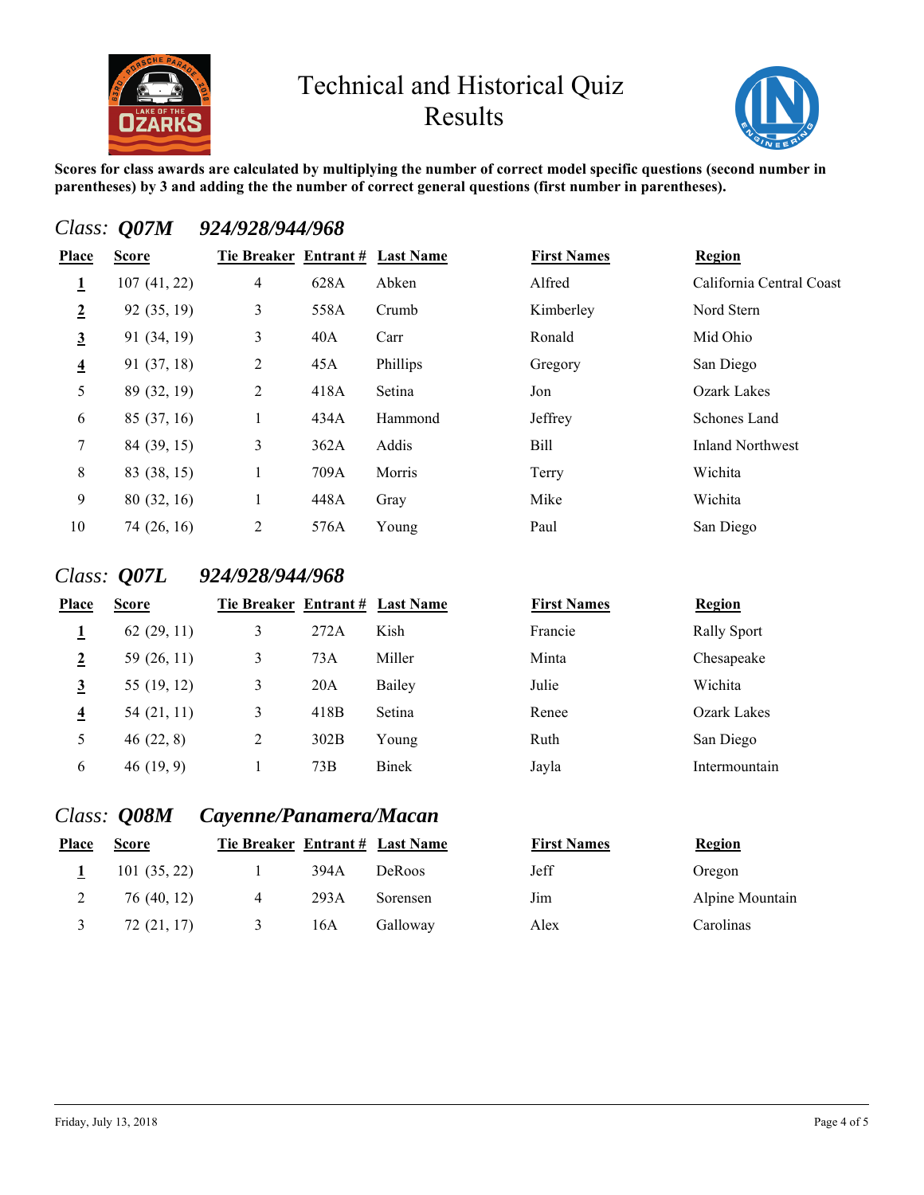# Technical and Historical Quiz Results

**Scores for class awards are calculated by multiplying the number of correct model specific questions (second number in parentheses) by 3 and adding the the number of correct general questions (first number in parentheses).**

## *Class: **Q07M** 924/928/944/968*

| Place | Score | Tie Breaker | Entrant # | Last Name | First Names | Region |
|---|---|---|---|---|---|---|
| **1** | 107 (41, 22) | 4 | 628A | Abken | Alfred | California Central Coast |
| **2** | 92 (35, 19) | 3 | 558A | Crumb | Kimberley | Nord Stern |
| **3** | 91 (34, 19) | 3 | 40A | Carr | Ronald | Mid Ohio |
| **4** | 91 (37, 18) | 2 | 45A | Phillips | Gregory | San Diego |
| 5 | 89 (32, 19) | 2 | 418A | Setina | Jon | Ozark Lakes |
| 6 | 85 (37, 16) | 1 | 434A | Hammond | Jeffrey | Schones Land |
| 7 | 84 (39, 15) | 3 | 362A | Addis | Bill | Inland Northwest |
| 8 | 83 (38, 15) | 1 | 709A | Morris | Terry | Wichita |
| 9 | 80 (32, 16) | 1 | 448A | Gray | Mike | Wichita |
| 10 | 74 (26, 16) | 2 | 576A | Young | Paul | San Diego |

## *Class: **Q07L** 924/928/944/968*

| Place | Score | Tie Breaker | Entrant # | Last Name | First Names | Region |
|---|---|---|---|---|---|---|
| **1** | 62 (29, 11) | 3 | 272A | Kish | Francie | Rally Sport |
| **2** | 59 (26, 11) | 3 | 73A | Miller | Minta | Chesapeake |
| **3** | 55 (19, 12) | 3 | 20A | Bailey | Julie | Wichita |
| **4** | 54 (21, 11) | 3 | 418B | Setina | Renee | Ozark Lakes |
| 5 | 46 (22, 8) | 2 | 302B | Young | Ruth | San Diego |
| 6 | 46 (19, 9) | 1 | 73B | Binek | Jayla | Intermountain |

## *Class: **Q08M** Cayenne/Panamera/Macan*

| Place | Score | Tie Breaker | Entrant # | Last Name | First Names | Region |
|---|---|---|---|---|---|---|
| **1** | 101 (35, 22) | 1 | 394A | DeRoos | Jeff | Oregon |
| 2 | 76 (40, 12) | 4 | 293A | Sorensen | Jim | Alpine Mountain |
| 3 | 72 (21, 17) | 3 | 16A | Galloway | Alex | Carolinas |

Friday, July 13, 2018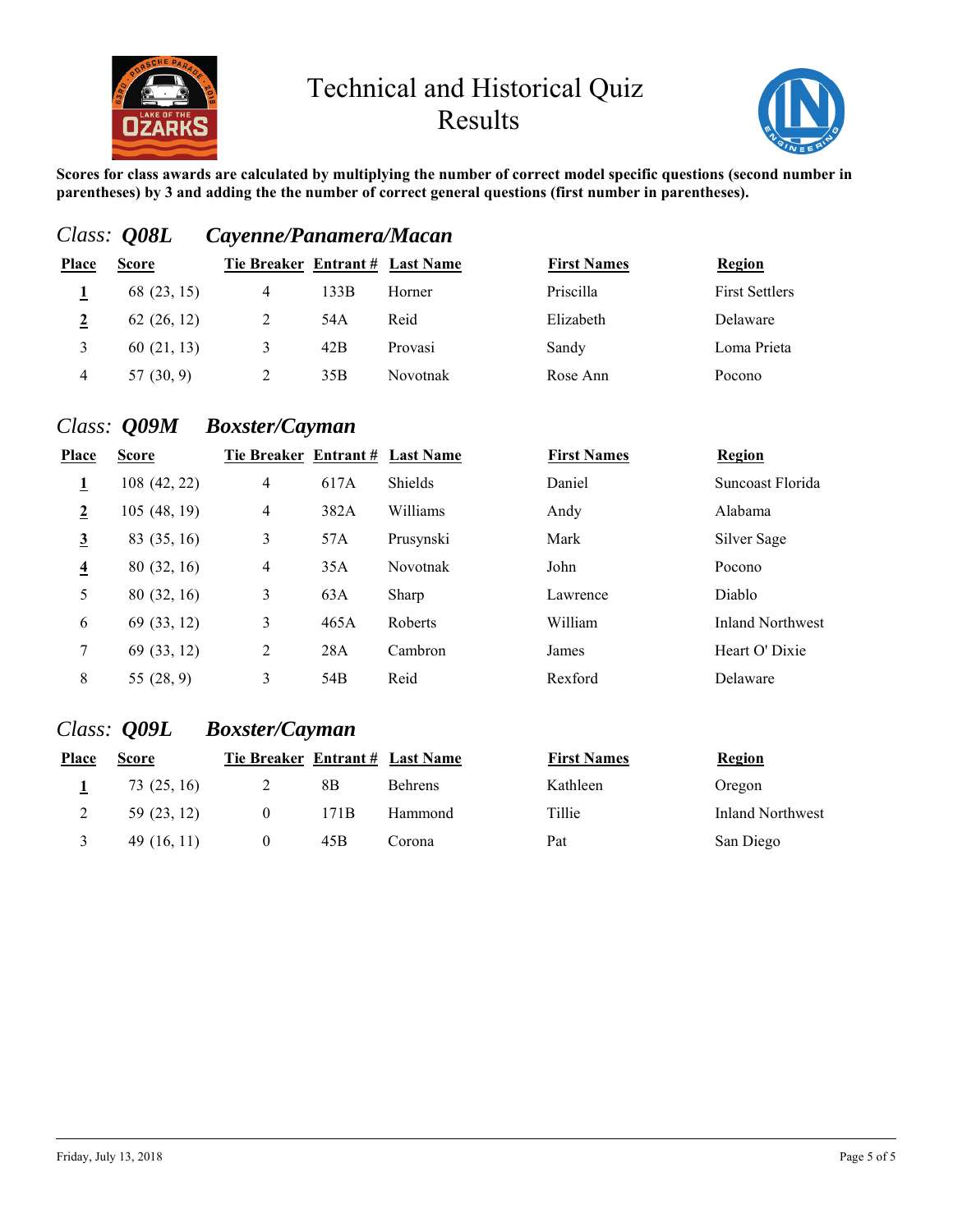# Technical and Historical Quiz Results

**Scores for class awards are calculated by multiplying the number of correct model specific questions (second number in parentheses) by 3 and adding the the number of correct general questions (first number in parentheses).**

## *Class:* ***Q08L*** ***Cayenne/Panamera/Macan***

| Place | Score | Tie Breaker | Entrant # | Last Name | First Names | Region |
|---|---|---|---|---|---|---|
| **1** | 68 (23, 15) | 4 | 133B | Horner | Priscilla | First Settlers |
| **2** | 62 (26, 12) | 2 | 54A | Reid | Elizabeth | Delaware |
| 3 | 60 (21, 13) | 3 | 42B | Provasi | Sandy | Loma Prieta |
| 4 | 57 (30, 9) | 2 | 35B | Novotnak | Rose Ann | Pocono |

## *Class:* ***Q09M*** ***Boxster/Cayman***

| Place | Score | Tie Breaker | Entrant # | Last Name | First Names | Region |
|---|---|---|---|---|---|---|
| **1** | 108 (42, 22) | 4 | 617A | Shields | Daniel | Suncoast Florida |
| **2** | 105 (48, 19) | 4 | 382A | Williams | Andy | Alabama |
| **3** | 83 (35, 16) | 3 | 57A | Prusynski | Mark | Silver Sage |
| **4** | 80 (32, 16) | 4 | 35A | Novotnak | John | Pocono |
| 5 | 80 (32, 16) | 3 | 63A | Sharp | Lawrence | Diablo |
| 6 | 69 (33, 12) | 3 | 465A | Roberts | William | Inland Northwest |
| 7 | 69 (33, 12) | 2 | 28A | Cambron | James | Heart O' Dixie |
| 8 | 55 (28, 9) | 3 | 54B | Reid | Rexford | Delaware |

## *Class:* ***Q09L*** ***Boxster/Cayman***

| Place | Score | Tie Breaker | Entrant # | Last Name | First Names | Region |
|---|---|---|---|---|---|---|
| **1** | 73 (25, 16) | 2 | 8B | Behrens | Kathleen | Oregon |
| 2 | 59 (23, 12) | 0 | 171B | Hammond | Tillie | Inland Northwest |
| 3 | 49 (16, 11) | 0 | 45B | Corona | Pat | San Diego |

Friday, July 13, 2018